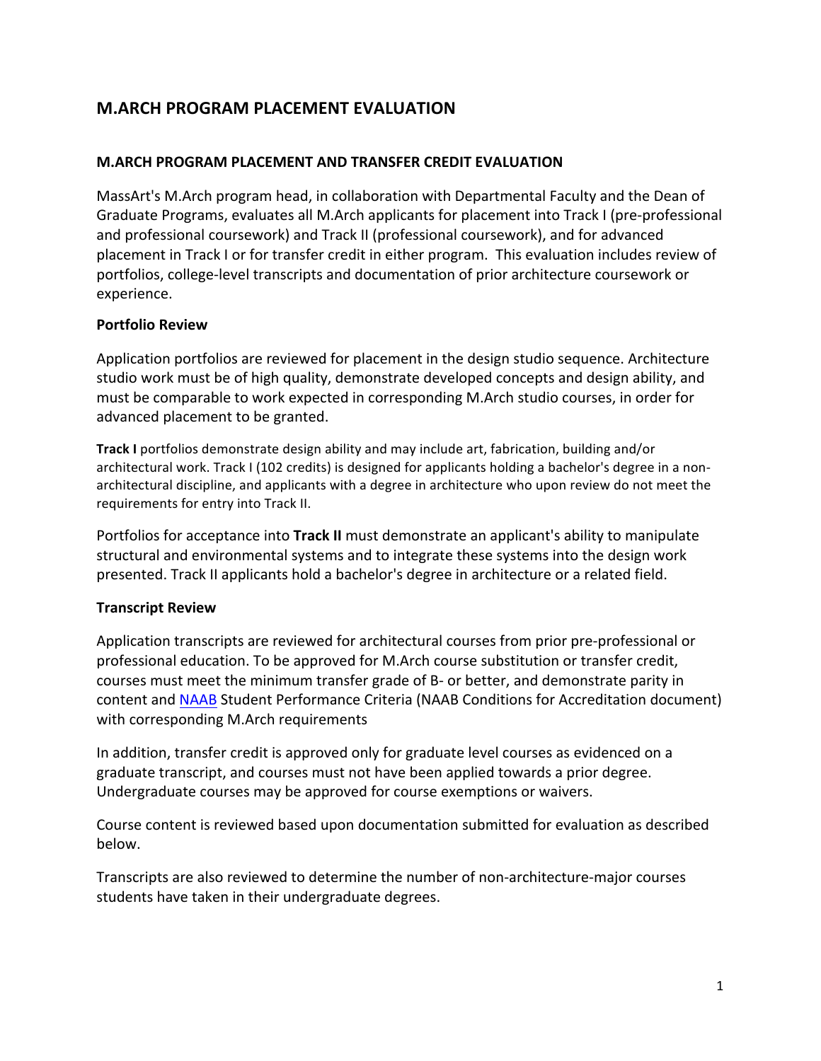## M.ARCH PROGRAM PLACEMENT EVALUATION

### M.ARCH PROGRAM PLACEMENT AND TRANSFER CREDIT EVALUATION

MassArt's M.Arch program head, in collaboration with Departmental Faculty and the Dean of Graduate Programs, evaluates all M.Arch applicants for placement into Track I (pre-professional and professional coursework) and Track II (professional coursework), and for advanced placement in Track I or for transfer credit in either program. This evaluation includes review of portfolios, college-level transcripts and documentation of prior architecture coursework or experience.

**Portfolio Review**

Application portfolios are reviewed for placement in the design studio sequence. Architecture studio work must be of high quality, demonstrate developed concepts and design ability, and must be comparable to work expected in corresponding M.Arch studio courses, in order for advanced placement to be granted.

**Track I** portfolios demonstrate design ability and may include art, fabrication, building and/or architectural work. Track I (102 credits) is designed for applicants holding a bachelor's degree in a non-architectural discipline, and applicants with a degree in architecture who upon review do not meet the requirements for entry into Track II.

Portfolios for acceptance into **Track II** must demonstrate an applicant's ability to manipulate structural and environmental systems and to integrate these systems into the design work presented. Track II applicants hold a bachelor's degree in architecture or a related field.

**Transcript Review**

Application transcripts are reviewed for architectural courses from prior pre-professional or professional education. To be approved for M.Arch course substitution or transfer credit, courses must meet the minimum transfer grade of B- or better, and demonstrate parity in content and NAAB Student Performance Criteria (NAAB Conditions for Accreditation document) with corresponding M.Arch requirements

In addition, transfer credit is approved only for graduate level courses as evidenced on a graduate transcript, and courses must not have been applied towards a prior degree. Undergraduate courses may be approved for course exemptions or waivers.

Course content is reviewed based upon documentation submitted for evaluation as described below.

Transcripts are also reviewed to determine the number of non-architecture-major courses students have taken in their undergraduate degrees.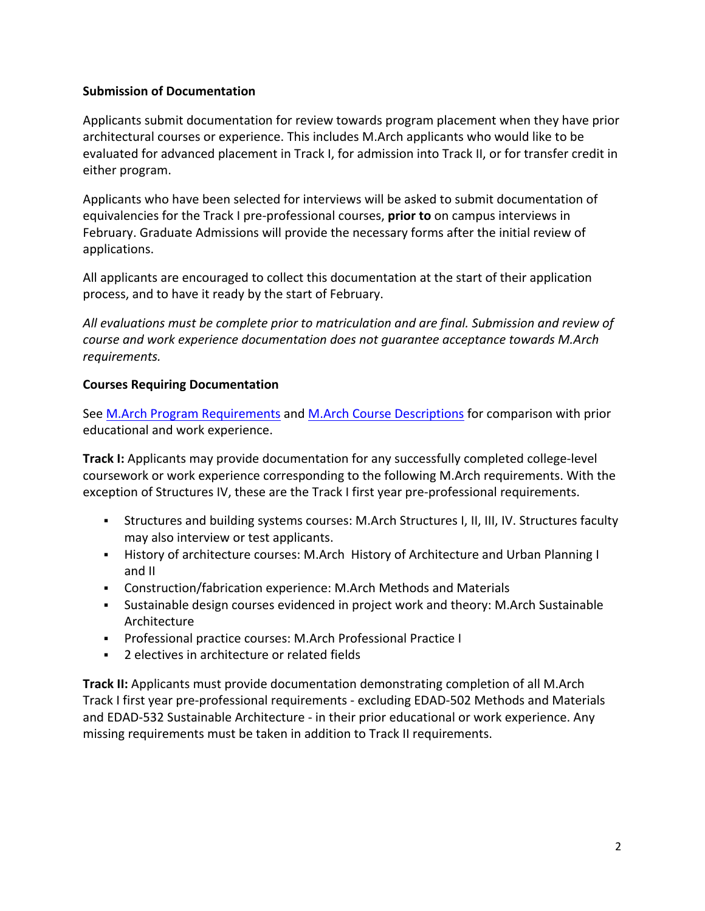**Submission of Documentation**

Applicants submit documentation for review towards program placement when they have prior architectural courses or experience. This includes M.Arch applicants who would like to be evaluated for advanced placement in Track I, for admission into Track II, or for transfer credit in either program.

Applicants who have been selected for interviews will be asked to submit documentation of equivalencies for the Track I pre-professional courses, **prior to** on campus interviews in February. Graduate Admissions will provide the necessary forms after the initial review of applications.

All applicants are encouraged to collect this documentation at the start of their application process, and to have it ready by the start of February.

*All evaluations must be complete prior to matriculation and are final. Submission and review of course and work experience documentation does not guarantee acceptance towards M.Arch requirements.*

**Courses Requiring Documentation**

See [M.Arch Program Requirements] and [M.Arch Course Descriptions] for comparison with prior educational and work experience.

**Track I:** Applicants may provide documentation for any successfully completed college-level coursework or work experience corresponding to the following M.Arch requirements. With the exception of Structures IV, these are the Track I first year pre-professional requirements.

- Structures and building systems courses: M.Arch Structures I, II, III, IV. Structures faculty may also interview or test applicants.
- History of architecture courses: M.Arch History of Architecture and Urban Planning I and II
- Construction/fabrication experience: M.Arch Methods and Materials
- Sustainable design courses evidenced in project work and theory: M.Arch Sustainable Architecture
- Professional practice courses: M.Arch Professional Practice I
- 2 electives in architecture or related fields

**Track II:** Applicants must provide documentation demonstrating completion of all M.Arch Track I first year pre-professional requirements - excluding EDAD-502 Methods and Materials and EDAD-532 Sustainable Architecture - in their prior educational or work experience. Any missing requirements must be taken in addition to Track II requirements.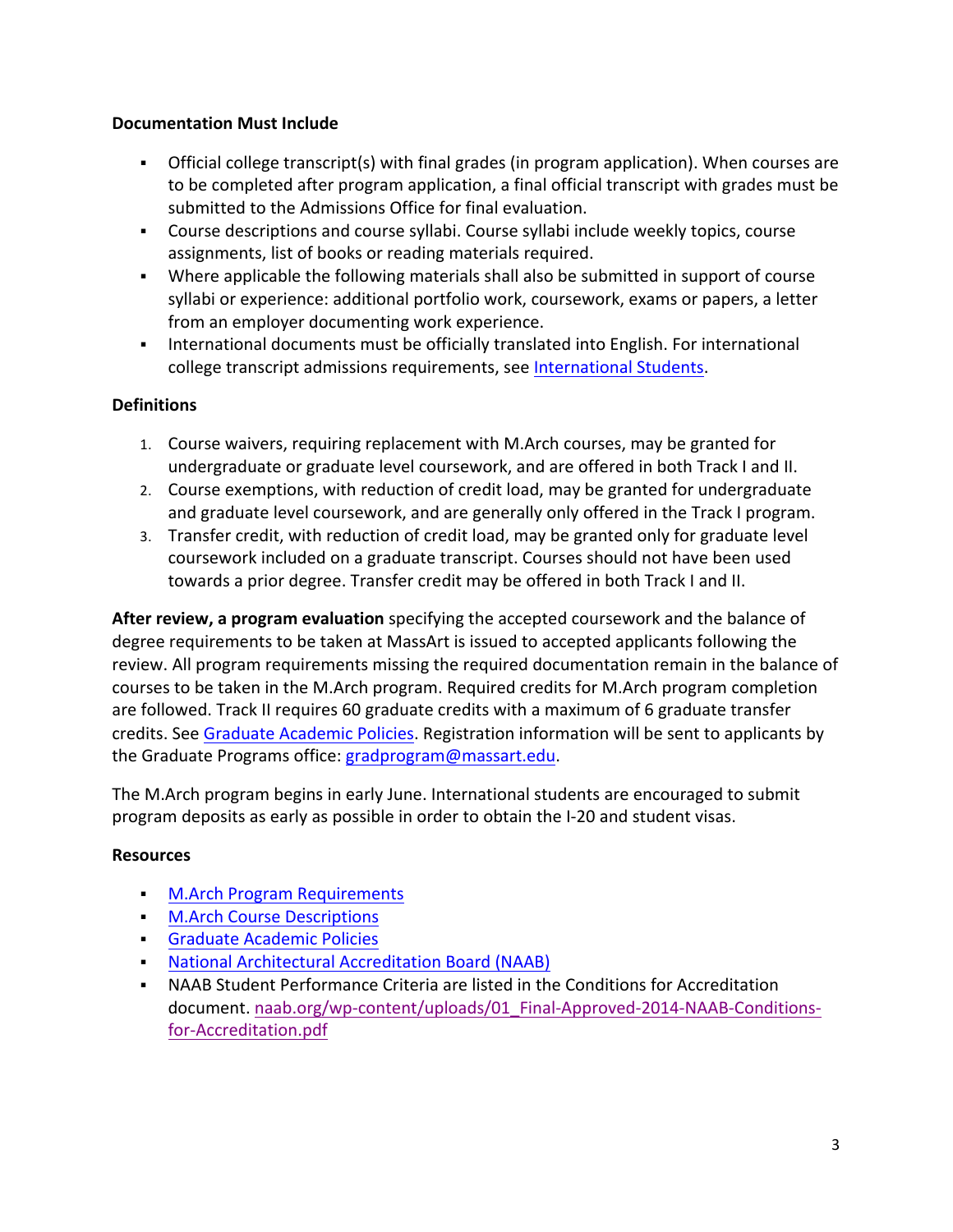**Documentation Must Include**

- Official college transcript(s) with final grades (in program application). When courses are to be completed after program application, a final official transcript with grades must be submitted to the Admissions Office for final evaluation.
- Course descriptions and course syllabi. Course syllabi include weekly topics, course assignments, list of books or reading materials required.
- Where applicable the following materials shall also be submitted in support of course syllabi or experience: additional portfolio work, coursework, exams or papers, a letter from an employer documenting work experience.
- International documents must be officially translated into English. For international college transcript admissions requirements, see [International Students](#).

**Definitions**

1. Course waivers, requiring replacement with M.Arch courses, may be granted for undergraduate or graduate level coursework, and are offered in both Track I and II.
2. Course exemptions, with reduction of credit load, may be granted for undergraduate and graduate level coursework, and are generally only offered in the Track I program.
3. Transfer credit, with reduction of credit load, may be granted only for graduate level coursework included on a graduate transcript. Courses should not have been used towards a prior degree. Transfer credit may be offered in both Track I and II.

**After review, a program evaluation** specifying the accepted coursework and the balance of degree requirements to be taken at MassArt is issued to accepted applicants following the review. All program requirements missing the required documentation remain in the balance of courses to be taken in the M.Arch program. Required credits for M.Arch program completion are followed. Track II requires 60 graduate credits with a maximum of 6 graduate transfer credits. See [Graduate Academic Policies](#). Registration information will be sent to applicants by the Graduate Programs office: gradprogram@massart.edu.

The M.Arch program begins in early June. International students are encouraged to submit program deposits as early as possible in order to obtain the I-20 and student visas.

**Resources**

- [M.Arch Program Requirements](#)
- [M.Arch Course Descriptions](#)
- [Graduate Academic Policies](#)
- [National Architectural Accreditation Board (NAAB)](#)
- NAAB Student Performance Criteria are listed in the Conditions for Accreditation document. naab.org/wp-content/uploads/01_Final-Approved-2014-NAAB-Conditions-for-Accreditation.pdf